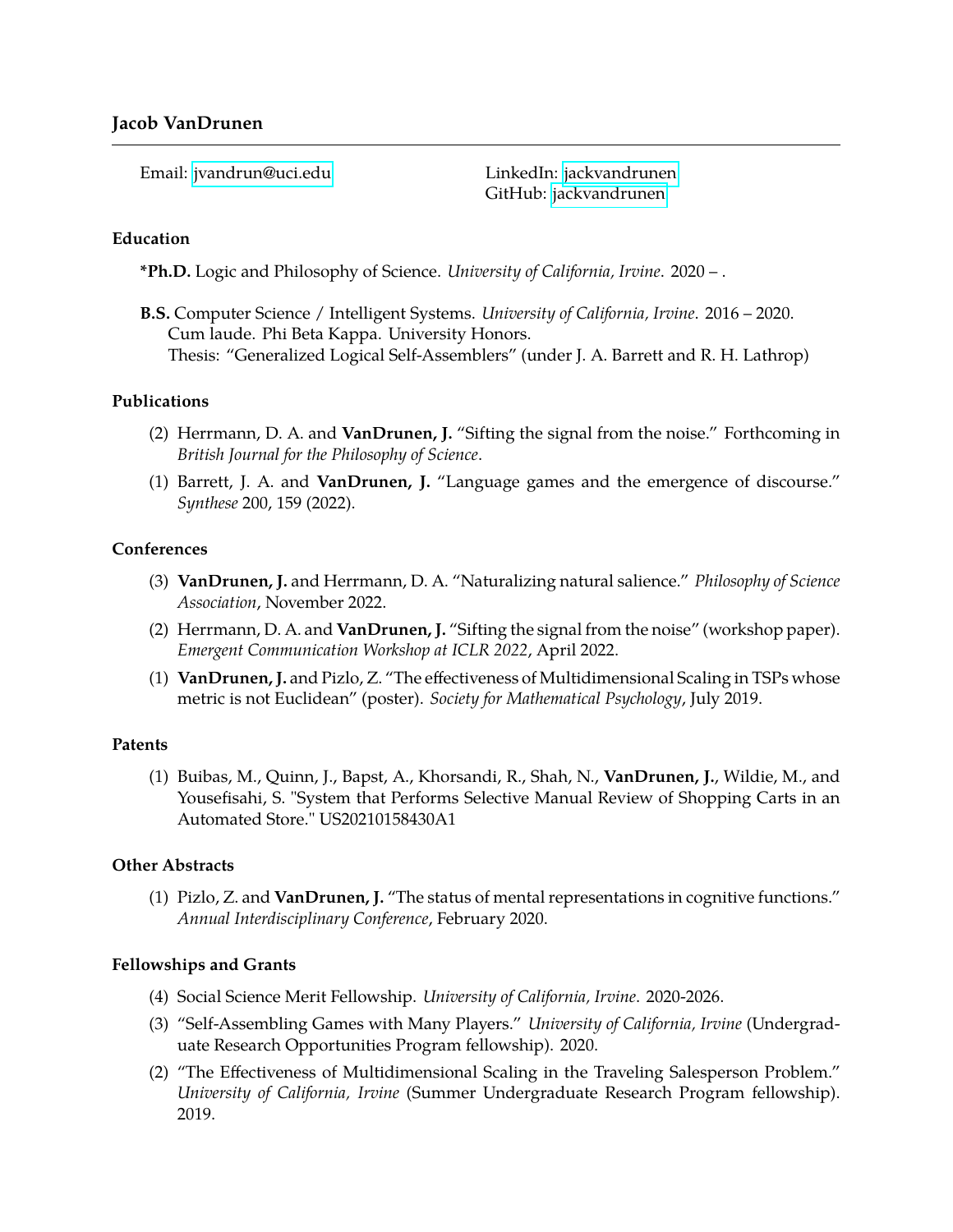# Jacob VanDrunen

Email: jvandrun@uci.edu

LinkedIn: jackvandrunen
GitHub: jackvandrunen

## Education

**\*Ph.D.** Logic and Philosophy of Science. *University of California, Irvine*. 2020 – .

**B.S.** Computer Science / Intelligent Systems. *University of California, Irvine*. 2016 – 2020.
Cum laude. Phi Beta Kappa. University Honors.
Thesis: "Generalized Logical Self-Assemblers" (under J. A. Barrett and R. H. Lathrop)

## Publications

(2) Herrmann, D. A. and **VanDrunen, J.** "Sifting the signal from the noise." Forthcoming in *British Journal for the Philosophy of Science*.

(1) Barrett, J. A. and **VanDrunen, J.** "Language games and the emergence of discourse." *Synthese* 200, 159 (2022).

## Conferences

(3) **VanDrunen, J.** and Herrmann, D. A. "Naturalizing natural salience." *Philosophy of Science Association*, November 2022.

(2) Herrmann, D. A. and **VanDrunen, J.** "Sifting the signal from the noise" (workshop paper). *Emergent Communication Workshop at ICLR 2022*, April 2022.

(1) **VanDrunen, J.** and Pizlo, Z. "The effectiveness of Multidimensional Scaling in TSPs whose metric is not Euclidean" (poster). *Society for Mathematical Psychology*, July 2019.

## Patents

(1) Buibas, M., Quinn, J., Bapst, A., Khorsandi, R., Shah, N., **VanDrunen, J.**, Wildie, M., and Yousefisahi, S. "System that Performs Selective Manual Review of Shopping Carts in an Automated Store." US20210158430A1

## Other Abstracts

(1) Pizlo, Z. and **VanDrunen, J.** "The status of mental representations in cognitive functions." *Annual Interdisciplinary Conference*, February 2020.

## Fellowships and Grants

(4) Social Science Merit Fellowship. *University of California, Irvine*. 2020-2026.

(3) "Self-Assembling Games with Many Players." *University of California, Irvine* (Undergraduate Research Opportunities Program fellowship). 2020.

(2) "The Effectiveness of Multidimensional Scaling in the Traveling Salesperson Problem." *University of California, Irvine* (Summer Undergraduate Research Program fellowship). 2019.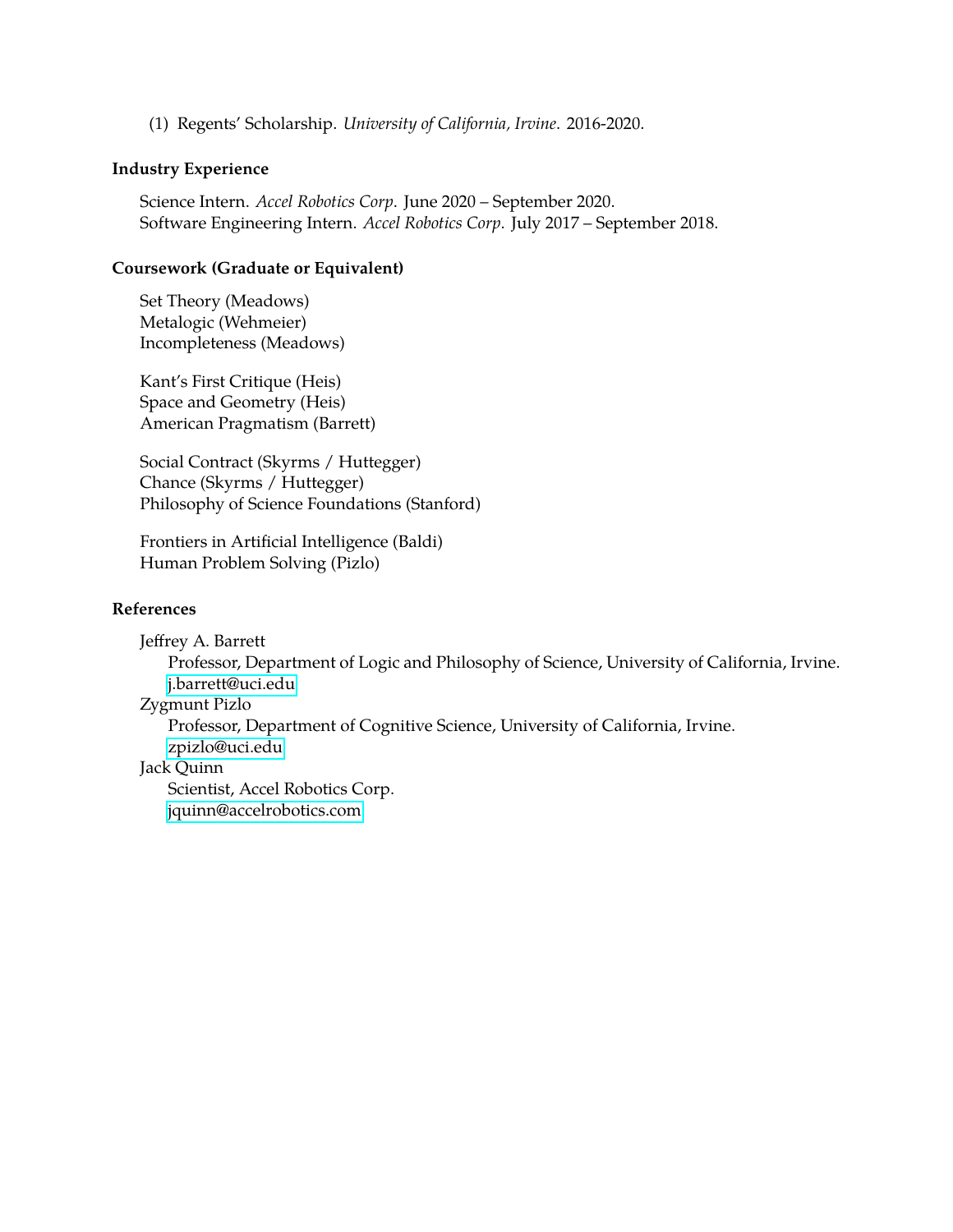(1) Regents' Scholarship. *University of California, Irvine*. 2016-2020.

### Industry Experience

Science Intern. *Accel Robotics Corp*. June 2020 – September 2020.
Software Engineering Intern. *Accel Robotics Corp*. July 2017 – September 2018.

### Coursework (Graduate or Equivalent)

Set Theory (Meadows)
Metalogic (Wehmeier)
Incompleteness (Meadows)

Kant's First Critique (Heis)
Space and Geometry (Heis)
American Pragmatism (Barrett)

Social Contract (Skyrms / Huttegger)
Chance (Skyrms / Huttegger)
Philosophy of Science Foundations (Stanford)

Frontiers in Artificial Intelligence (Baldi)
Human Problem Solving (Pizlo)

### References

Jeffrey A. Barrett
Professor, Department of Logic and Philosophy of Science, University of California, Irvine.
j.barrett@uci.edu

Zygmunt Pizlo
Professor, Department of Cognitive Science, University of California, Irvine.
zpizlo@uci.edu

Jack Quinn
Scientist, Accel Robotics Corp.
jquinn@accelrobotics.com